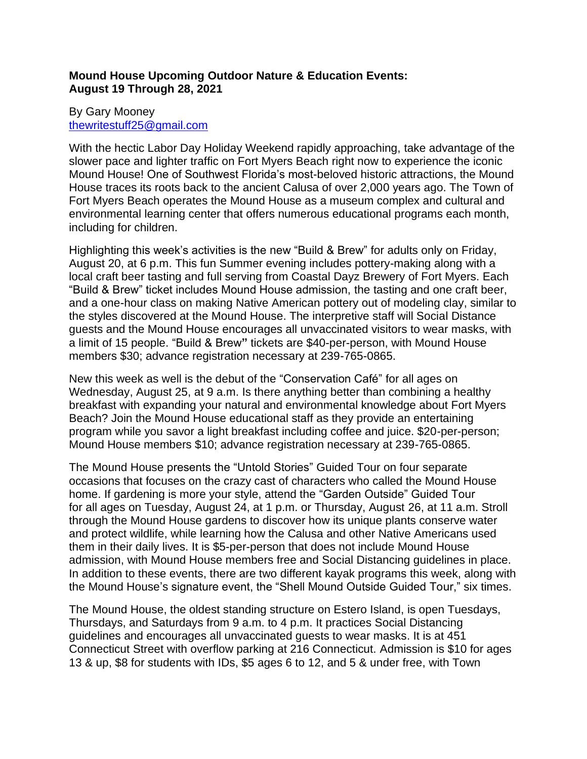**Mound House Upcoming Outdoor Nature & Education Events:**
**August 19 Through 28, 2021**

By Gary Mooney
thewritestuff25@gmail.com

With the hectic Labor Day Holiday Weekend rapidly approaching, take advantage of the slower pace and lighter traffic on Fort Myers Beach right now to experience the iconic Mound House! One of Southwest Florida's most-beloved historic attractions, the Mound House traces its roots back to the ancient Calusa of over 2,000 years ago. The Town of Fort Myers Beach operates the Mound House as a museum complex and cultural and environmental learning center that offers numerous educational programs each month, including for children.

Highlighting this week's activities is the new "Build & Brew" for adults only on Friday, August 20, at 6 p.m. This fun Summer evening includes pottery-making along with a local craft beer tasting and full serving from Coastal Dayz Brewery of Fort Myers. Each "Build & Brew" ticket includes Mound House admission, the tasting and one craft beer, and a one-hour class on making Native American pottery out of modeling clay, similar to the styles discovered at the Mound House. The interpretive staff will Social Distance guests and the Mound House encourages all unvaccinated visitors to wear masks, with a limit of 15 people. "Build & Brew**"** tickets are $40-per-person, with Mound House members $30; advance registration necessary at 239-765-0865.

New this week as well is the debut of the "Conservation Café" for all ages on Wednesday, August 25, at 9 a.m. Is there anything better than combining a healthy breakfast with expanding your natural and environmental knowledge about Fort Myers Beach? Join the Mound House educational staff as they provide an entertaining program while you savor a light breakfast including coffee and juice. $20-per-person; Mound House members $10; advance registration necessary at 239-765-0865.

The Mound House presents the "Untold Stories" Guided Tour on four separate occasions that focuses on the crazy cast of characters who called the Mound House home. If gardening is more your style, attend the "Garden Outside" Guided Tour for all ages on Tuesday, August 24, at 1 p.m. or Thursday, August 26, at 11 a.m. Stroll through the Mound House gardens to discover how its unique plants conserve water and protect wildlife, while learning how the Calusa and other Native Americans used them in their daily lives. It is $5-per-person that does not include Mound House admission, with Mound House members free and Social Distancing guidelines in place. In addition to these events, there are two different kayak programs this week, along with the Mound House's signature event, the "Shell Mound Outside Guided Tour," six times.

The Mound House, the oldest standing structure on Estero Island, is open Tuesdays, Thursdays, and Saturdays from 9 a.m. to 4 p.m. It practices Social Distancing guidelines and encourages all unvaccinated guests to wear masks. It is at 451 Connecticut Street with overflow parking at 216 Connecticut. Admission is $10 for ages 13 & up, $8 for students with IDs, $5 ages 6 to 12, and 5 & under free, with Town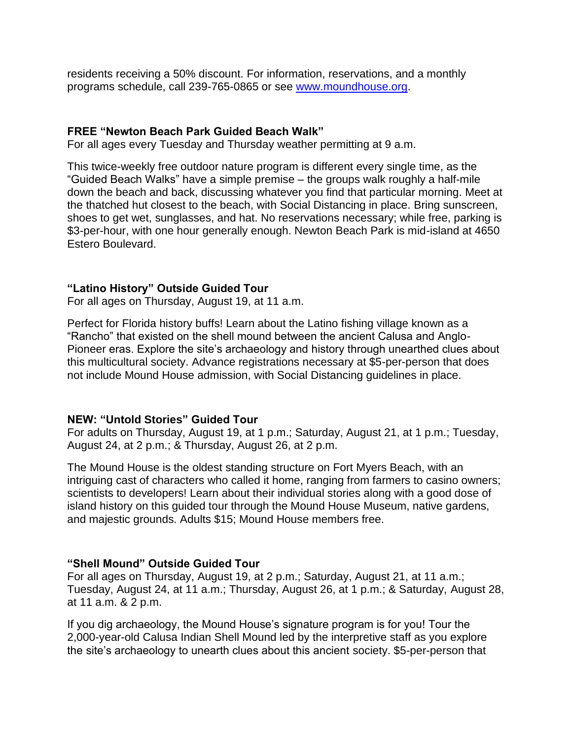residents receiving a 50% discount. For information, reservations, and a monthly programs schedule, call 239-765-0865 or see [www.moundhouse.org](http://www.moundhouse.org).

**FREE "Newton Beach Park Guided Beach Walk"**
For all ages every Tuesday and Thursday weather permitting at 9 a.m.

This twice-weekly free outdoor nature program is different every single time, as the "Guided Beach Walks" have a simple premise – the groups walk roughly a half-mile down the beach and back, discussing whatever you find that particular morning. Meet at the thatched hut closest to the beach, with Social Distancing in place. Bring sunscreen, shoes to get wet, sunglasses, and hat. No reservations necessary; while free, parking is $3-per-hour, with one hour generally enough. Newton Beach Park is mid-island at 4650 Estero Boulevard.

**"Latino History" Outside Guided Tour**
For all ages on Thursday, August 19, at 11 a.m.

Perfect for Florida history buffs! Learn about the Latino fishing village known as a "Rancho" that existed on the shell mound between the ancient Calusa and Anglo-Pioneer eras. Explore the site's archaeology and history through unearthed clues about this multicultural society. Advance registrations necessary at $5-per-person that does not include Mound House admission, with Social Distancing guidelines in place.

**NEW: "Untold Stories" Guided Tour**
For adults on Thursday, August 19, at 1 p.m.; Saturday, August 21, at 1 p.m.; Tuesday, August 24, at 2 p.m.; & Thursday, August 26, at 2 p.m.

The Mound House is the oldest standing structure on Fort Myers Beach, with an intriguing cast of characters who called it home, ranging from farmers to casino owners; scientists to developers! Learn about their individual stories along with a good dose of island history on this guided tour through the Mound House Museum, native gardens, and majestic grounds. Adults $15; Mound House members free.

**"Shell Mound" Outside Guided Tour**
For all ages on Thursday, August 19, at 2 p.m.; Saturday, August 21, at 11 a.m.; Tuesday, August 24, at 11 a.m.; Thursday, August 26, at 1 p.m.; & Saturday, August 28, at 11 a.m. & 2 p.m.

If you dig archaeology, the Mound House's signature program is for you! Tour the 2,000-year-old Calusa Indian Shell Mound led by the interpretive staff as you explore the site's archaeology to unearth clues about this ancient society. $5-per-person that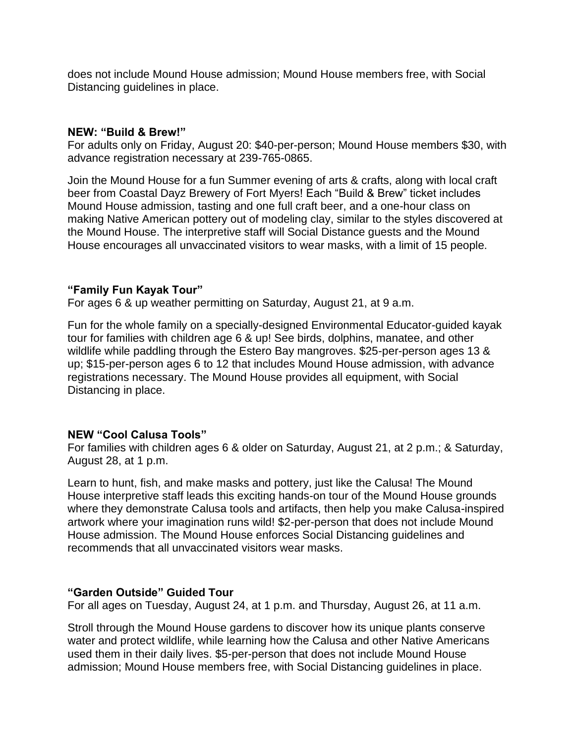does not include Mound House admission; Mound House members free, with Social Distancing guidelines in place.

**NEW: "Build & Brew!"**
For adults only on Friday, August 20: $40-per-person; Mound House members $30, with advance registration necessary at 239-765-0865.

Join the Mound House for a fun Summer evening of arts & crafts, along with local craft beer from Coastal Dayz Brewery of Fort Myers! Each "Build & Brew" ticket includes Mound House admission, tasting and one full craft beer, and a one-hour class on making Native American pottery out of modeling clay, similar to the styles discovered at the Mound House. The interpretive staff will Social Distance guests and the Mound House encourages all unvaccinated visitors to wear masks, with a limit of 15 people.

**"Family Fun Kayak Tour"**
For ages 6 & up weather permitting on Saturday, August 21, at 9 a.m.

Fun for the whole family on a specially-designed Environmental Educator-guided kayak tour for families with children age 6 & up! See birds, dolphins, manatee, and other wildlife while paddling through the Estero Bay mangroves. $25-per-person ages 13 & up; $15-per-person ages 6 to 12 that includes Mound House admission, with advance registrations necessary. The Mound House provides all equipment, with Social Distancing in place.

**NEW "Cool Calusa Tools"**
For families with children ages 6 & older on Saturday, August 21, at 2 p.m.; & Saturday, August 28, at 1 p.m.

Learn to hunt, fish, and make masks and pottery, just like the Calusa! The Mound House interpretive staff leads this exciting hands-on tour of the Mound House grounds where they demonstrate Calusa tools and artifacts, then help you make Calusa-inspired artwork where your imagination runs wild! $2-per-person that does not include Mound House admission. The Mound House enforces Social Distancing guidelines and recommends that all unvaccinated visitors wear masks.

**"Garden Outside" Guided Tour**
For all ages on Tuesday, August 24, at 1 p.m. and Thursday, August 26, at 11 a.m.

Stroll through the Mound House gardens to discover how its unique plants conserve water and protect wildlife, while learning how the Calusa and other Native Americans used them in their daily lives. $5-per-person that does not include Mound House admission; Mound House members free, with Social Distancing guidelines in place.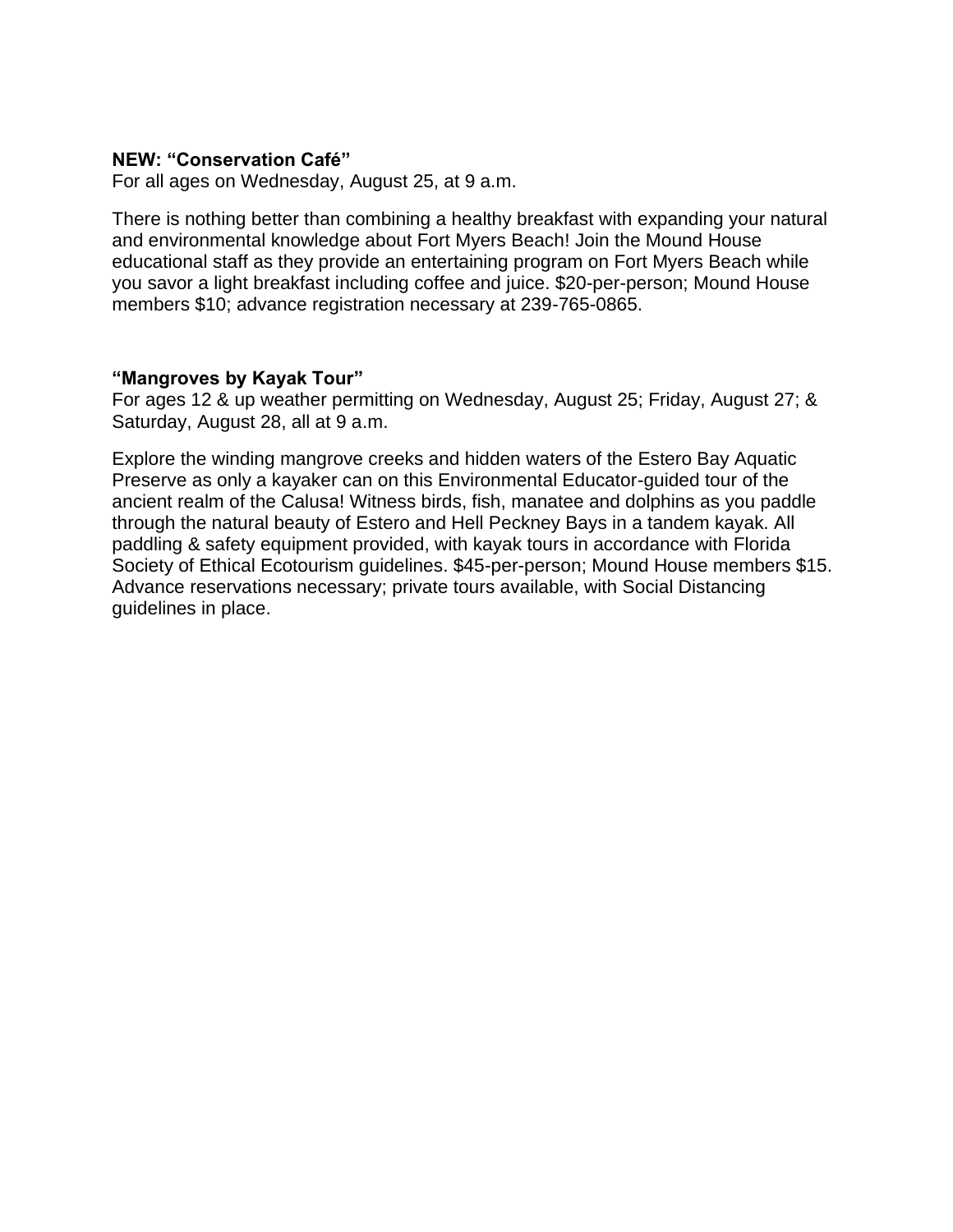**NEW: “Conservation Café”**
For all ages on Wednesday, August 25, at 9 a.m.

There is nothing better than combining a healthy breakfast with expanding your natural and environmental knowledge about Fort Myers Beach! Join the Mound House educational staff as they provide an entertaining program on Fort Myers Beach while you savor a light breakfast including coffee and juice. $20-per-person; Mound House members $10; advance registration necessary at 239-765-0865.

**“Mangroves by Kayak Tour”**
For ages 12 & up weather permitting on Wednesday, August 25; Friday, August 27; & Saturday, August 28, all at 9 a.m.

Explore the winding mangrove creeks and hidden waters of the Estero Bay Aquatic Preserve as only a kayaker can on this Environmental Educator-guided tour of the ancient realm of the Calusa! Witness birds, fish, manatee and dolphins as you paddle through the natural beauty of Estero and Hell Peckney Bays in a tandem kayak. All paddling & safety equipment provided, with kayak tours in accordance with Florida Society of Ethical Ecotourism guidelines. $45-per-person; Mound House members $15. Advance reservations necessary; private tours available, with Social Distancing guidelines in place.